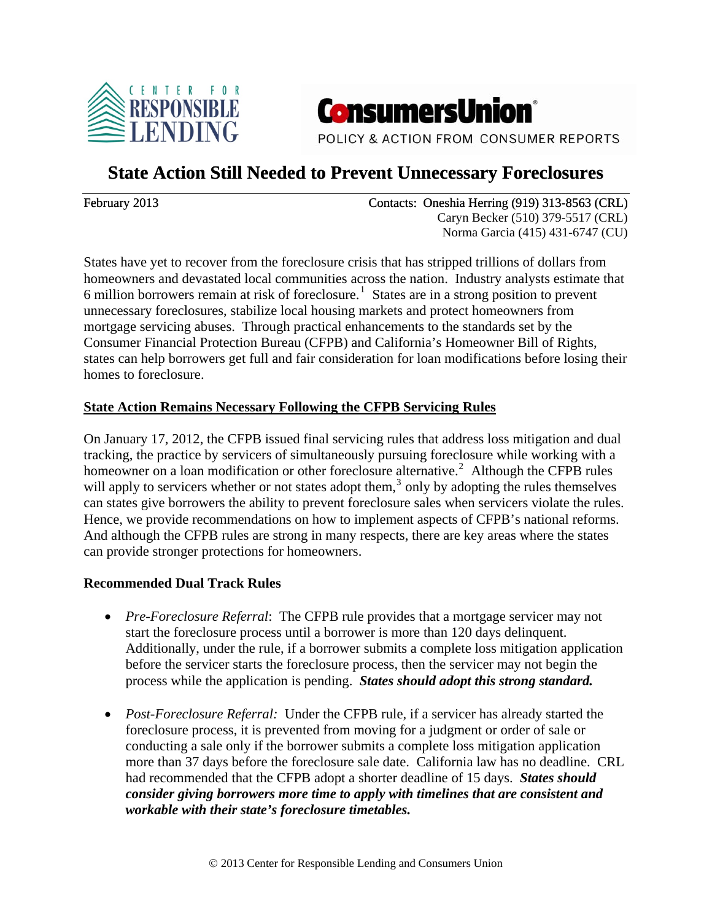CENTER FOR RESPONSIBLE LENDING

ConsumersUnion

POLICY & ACTION FROM CONSUMER REPORTS

# State Action Still Needed to Prevent Unnecessary Foreclosures

February 2013

Contacts: Oneshia Herring (919) 313-8563 (CRL)
Caryn Becker (510) 379-5517 (CRL)
Norma Garcia (415) 431-6747 (CU)

States have yet to recover from the foreclosure crisis that has stripped trillions of dollars from homeowners and devastated local communities across the nation. Industry analysts estimate that 6 million borrowers remain at risk of foreclosure.[1] States are in a strong position to prevent unnecessary foreclosures, stabilize local housing markets and protect homeowners from mortgage servicing abuses. Through practical enhancements to the standards set by the Consumer Financial Protection Bureau (CFPB) and California's Homeowner Bill of Rights, states can help borrowers get full and fair consideration for loan modifications before losing their homes to foreclosure.

## State Action Remains Necessary Following the CFPB Servicing Rules

On January 17, 2012, the CFPB issued final servicing rules that address loss mitigation and dual tracking, the practice by servicers of simultaneously pursuing foreclosure while working with a homeowner on a loan modification or other foreclosure alternative.[2] Although the CFPB rules will apply to servicers whether or not states adopt them,[3] only by adopting the rules themselves can states give borrowers the ability to prevent foreclosure sales when servicers violate the rules. Hence, we provide recommendations on how to implement aspects of CFPB's national reforms. And although the CFPB rules are strong in many respects, there are key areas where the states can provide stronger protections for homeowners.

### Recommended Dual Track Rules

- *Pre-Foreclosure Referral*: The CFPB rule provides that a mortgage servicer may not start the foreclosure process until a borrower is more than 120 days delinquent. Additionally, under the rule, if a borrower submits a complete loss mitigation application before the servicer starts the foreclosure process, then the servicer may not begin the process while the application is pending. ***States should adopt this strong standard.***

- *Post-Foreclosure Referral:* Under the CFPB rule, if a servicer has already started the foreclosure process, it is prevented from moving for a judgment or order of sale or conducting a sale only if the borrower submits a complete loss mitigation application more than 37 days before the foreclosure sale date. California law has no deadline. CRL had recommended that the CFPB adopt a shorter deadline of 15 days. ***States should consider giving borrowers more time to apply with timelines that are consistent and workable with their state's foreclosure timetables.***

© 2013 Center for Responsible Lending and Consumers Union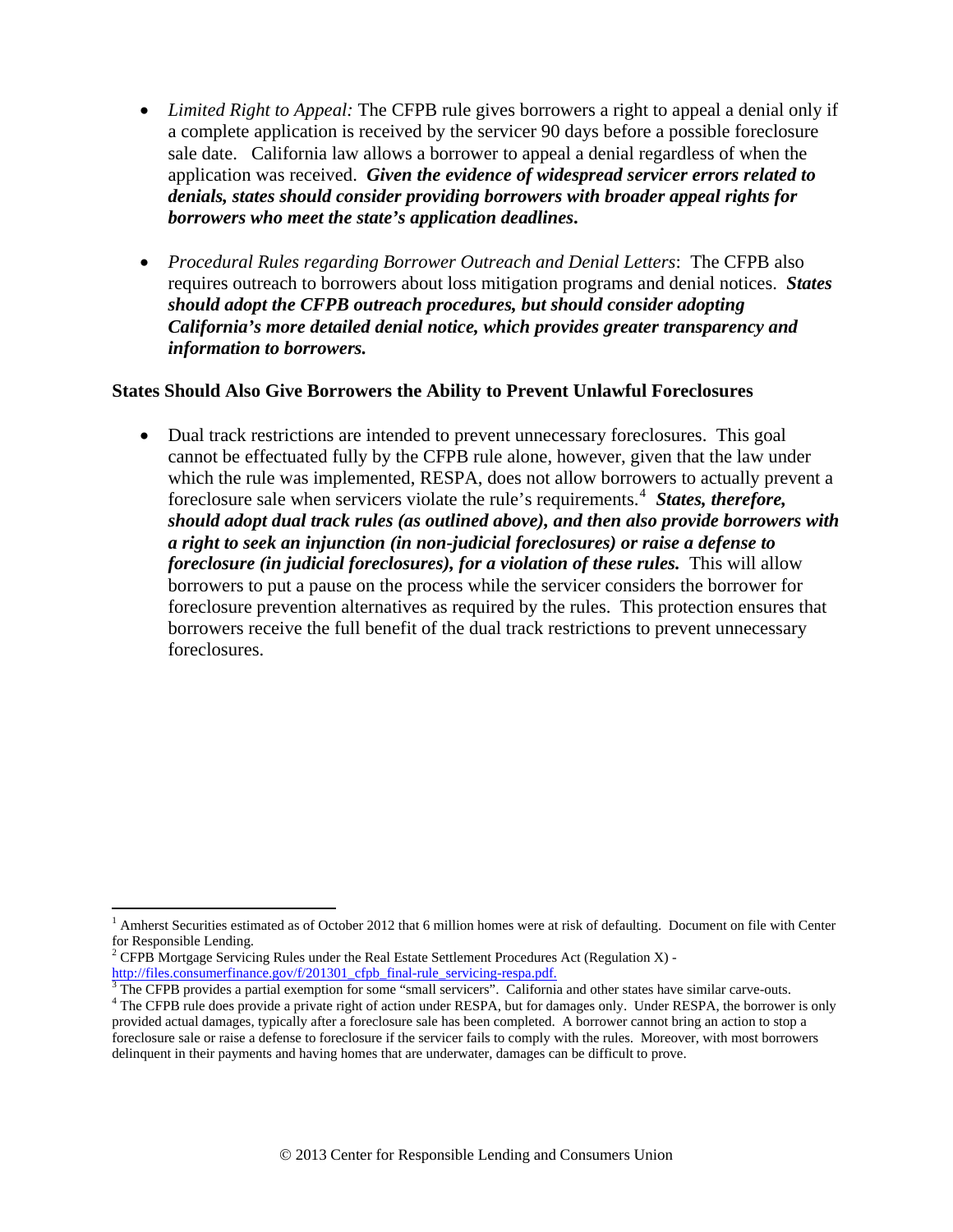- *Limited Right to Appeal:* The CFPB rule gives borrowers a right to appeal a denial only if a complete application is received by the servicer 90 days before a possible foreclosure sale date. California law allows a borrower to appeal a denial regardless of when the application was received. ***Given the evidence of widespread servicer errors related to denials, states should consider providing borrowers with broader appeal rights for borrowers who meet the state's application deadlines.***

- *Procedural Rules regarding Borrower Outreach and Denial Letters*: The CFPB also requires outreach to borrowers about loss mitigation programs and denial notices. ***States should adopt the CFPB outreach procedures, but should consider adopting California's more detailed denial notice, which provides greater transparency and information to borrowers.***

**States Should Also Give Borrowers the Ability to Prevent Unlawful Foreclosures**

- Dual track restrictions are intended to prevent unnecessary foreclosures. This goal cannot be effectuated fully by the CFPB rule alone, however, given that the law under which the rule was implemented, RESPA, does not allow borrowers to actually prevent a foreclosure sale when servicers violate the rule's requirements.[4] ***States, therefore, should adopt dual track rules (as outlined above), and then also provide borrowers with a right to seek an injunction (in non-judicial foreclosures) or raise a defense to foreclosure (in judicial foreclosures), for a violation of these rules.*** This will allow borrowers to put a pause on the process while the servicer considers the borrower for foreclosure prevention alternatives as required by the rules. This protection ensures that borrowers receive the full benefit of the dual track restrictions to prevent unnecessary foreclosures.

---

[1] Amherst Securities estimated as of October 2012 that 6 million homes were at risk of defaulting. Document on file with Center for Responsible Lending.

[2] CFPB Mortgage Servicing Rules under the Real Estate Settlement Procedures Act (Regulation X) - http://files.consumerfinance.gov/f/201301_cfpb_final-rule_servicing-respa.pdf.

[3] The CFPB provides a partial exemption for some "small servicers". California and other states have similar carve-outs.

[4] The CFPB rule does provide a private right of action under RESPA, but for damages only. Under RESPA, the borrower is only provided actual damages, typically after a foreclosure sale has been completed. A borrower cannot bring an action to stop a foreclosure sale or raise a defense to foreclosure if the servicer fails to comply with the rules. Moreover, with most borrowers delinquent in their payments and having homes that are underwater, damages can be difficult to prove.

© 2013 Center for Responsible Lending and Consumers Union